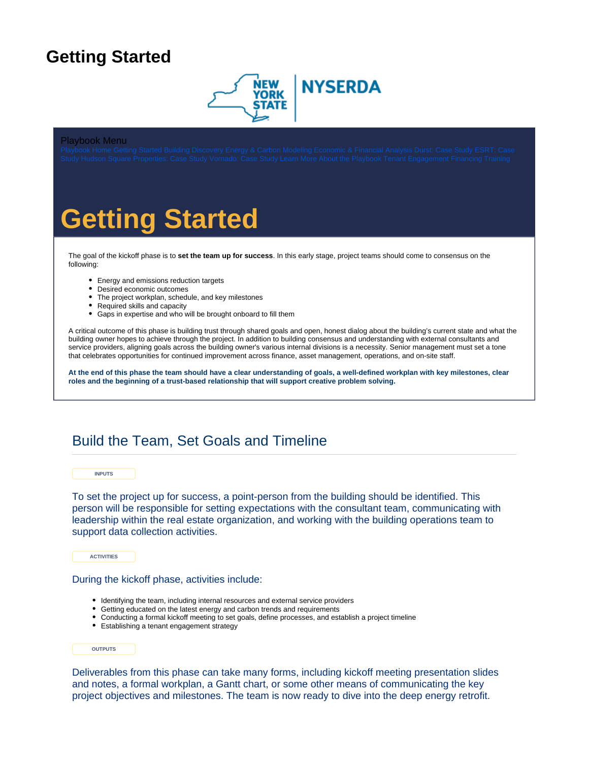# Getting Started

Playbook Menu

Playbook Home Getting Started Building Discovery Energy & Carbon Modeling Economic & Financial Analysis Durst: Case Study ESRT: Case Study Hudson Square Properties: Case Study Vornado: Case Study Learn More About the Playbook Tenant Engagement Financing Training

# Getting Started

The goal of the kickoff phase is to **set the team up for success**. In this early stage, project teams should come to consensus on the following:

- Energy and emissions reduction targets
- Desired economic outcomes
- The project workplan, schedule, and key milestones
- Required skills and capacity
- Gaps in expertise and who will be brought onboard to fill them

A critical outcome of this phase is building trust through shared goals and open, honest dialog about the building's current state and what the building owner hopes to achieve through the project. In addition to building consensus and understanding with external consultants and service providers, aligning goals across the building owner's various internal divisions is a necessity. Senior management must set a tone that celebrates opportunities for continued improvement across finance, asset management, operations, and on-site staff.

**At the end of this phase the team should have a clear understanding of goals, a well-defined workplan with key milestones, clear roles and the beginning of a trust-based relationship that will support creative problem solving.**

## Build the Team, Set Goals and Timeline

INPUTS

To set the project up for success, a point-person from the building should be identified. This person will be responsible for setting expectations with the consultant team, communicating with leadership within the real estate organization, and working with the building operations team to support data collection activities.

ACTIVITIES

During the kickoff phase, activities include:

- Identifying the team, including internal resources and external service providers
- Getting educated on the latest energy and carbon trends and requirements
- Conducting a formal kickoff meeting to set goals, define processes, and establish a project timeline
- Establishing a tenant engagement strategy

OUTPUTS

Deliverables from this phase can take many forms, including kickoff meeting presentation slides and notes, a formal workplan, a Gantt chart, or some other means of communicating the key project objectives and milestones. The team is now ready to dive into the deep energy retrofit.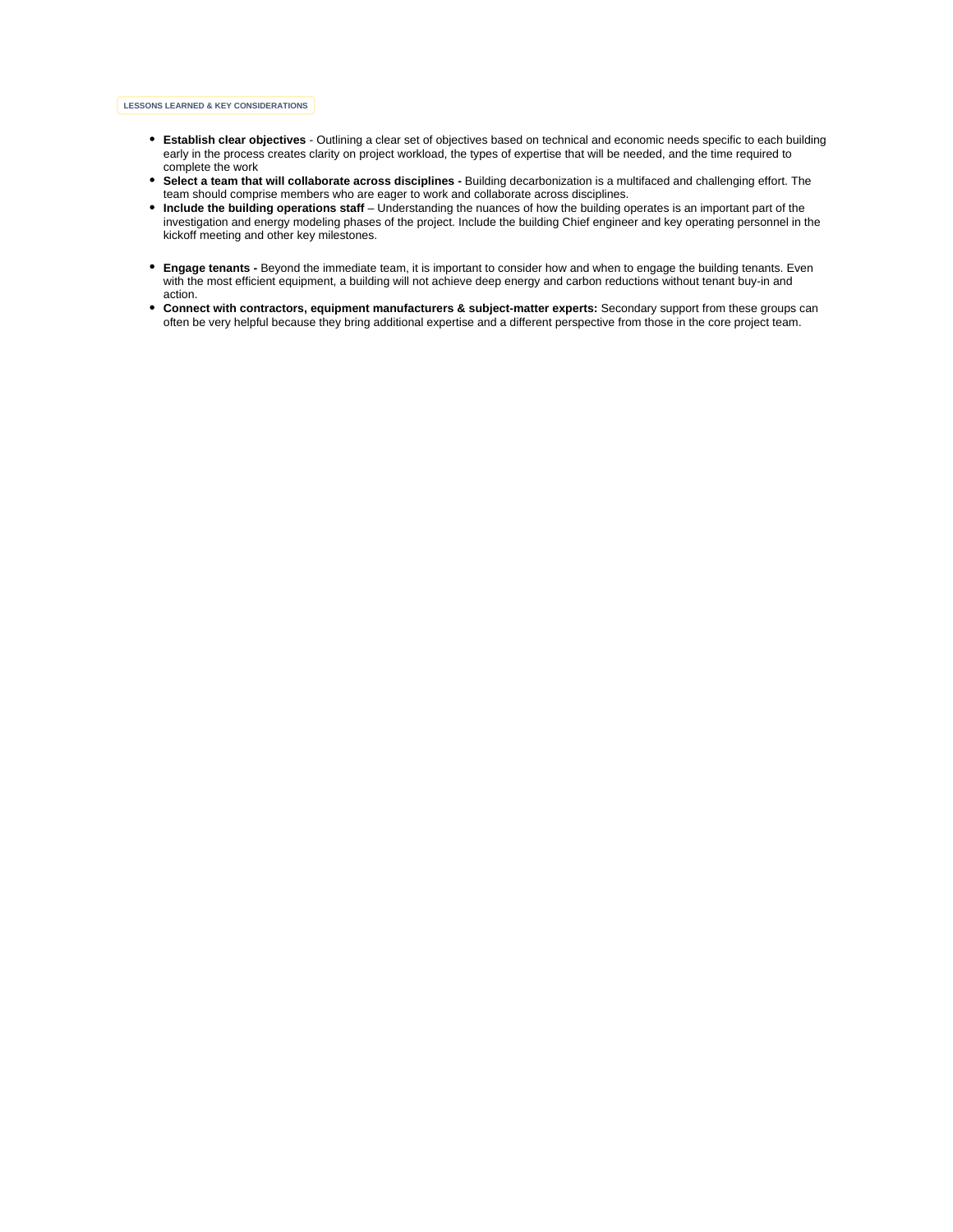## LESSONS LEARNED & KEY CONSIDERATIONS

- **Establish clear objectives** - Outlining a clear set of objectives based on technical and economic needs specific to each building early in the process creates clarity on project workload, the types of expertise that will be needed, and the time required to complete the work
- **Select a team that will collaborate across disciplines -** Building decarbonization is a multifaced and challenging effort. The team should comprise members who are eager to work and collaborate across disciplines.
- **Include the building operations staff** – Understanding the nuances of how the building operates is an important part of the investigation and energy modeling phases of the project. Include the building Chief engineer and key operating personnel in the kickoff meeting and other key milestones.

- **Engage tenants -** Beyond the immediate team, it is important to consider how and when to engage the building tenants. Even with the most efficient equipment, a building will not achieve deep energy and carbon reductions without tenant buy-in and action.
- **Connect with contractors, equipment manufacturers & subject-matter experts:** Secondary support from these groups can often be very helpful because they bring additional expertise and a different perspective from those in the core project team.